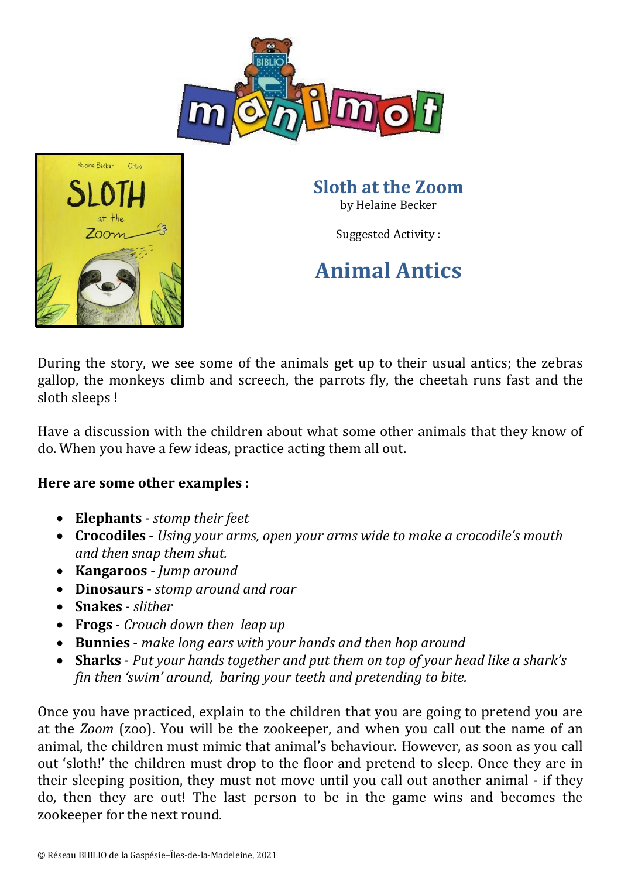# Sloth at the Zoom

by Helaine Becker

Suggested Activity :

## Animal Antics

During the story, we see some of the animals get up to their usual antics; the zebras gallop, the monkeys climb and screech, the parrots fly, the cheetah runs fast and the sloth sleeps !

Have a discussion with the children about what some other animals that they know of do. When you have a few ideas, practice acting them all out.

**Here are some other examples :**

- **Elephants** - *stomp their feet*
- **Crocodiles** - *Using your arms, open your arms wide to make a crocodile's mouth and then snap them shut.*
- **Kangaroos** - *Jump around*
- **Dinosaurs** - *stomp around and roar*
- **Snakes** - *slither*
- **Frogs** - *Crouch down then leap up*
- **Bunnies** - *make long ears with your hands and then hop around*
- **Sharks** - *Put your hands together and put them on top of your head like a shark's fin then 'swim' around, baring your teeth and pretending to bite.*

Once you have practiced, explain to the children that you are going to pretend you are at the *Zoom* (zoo). You will be the zookeeper, and when you call out the name of an animal, the children must mimic that animal's behaviour. However, as soon as you call out 'sloth!' the children must drop to the floor and pretend to sleep. Once they are in their sleeping position, they must not move until you call out another animal - if they do, then they are out! The last person to be in the game wins and becomes the zookeeper for the next round.

© Réseau BIBLIO de la Gaspésie–Îles-de-la-Madeleine, 2021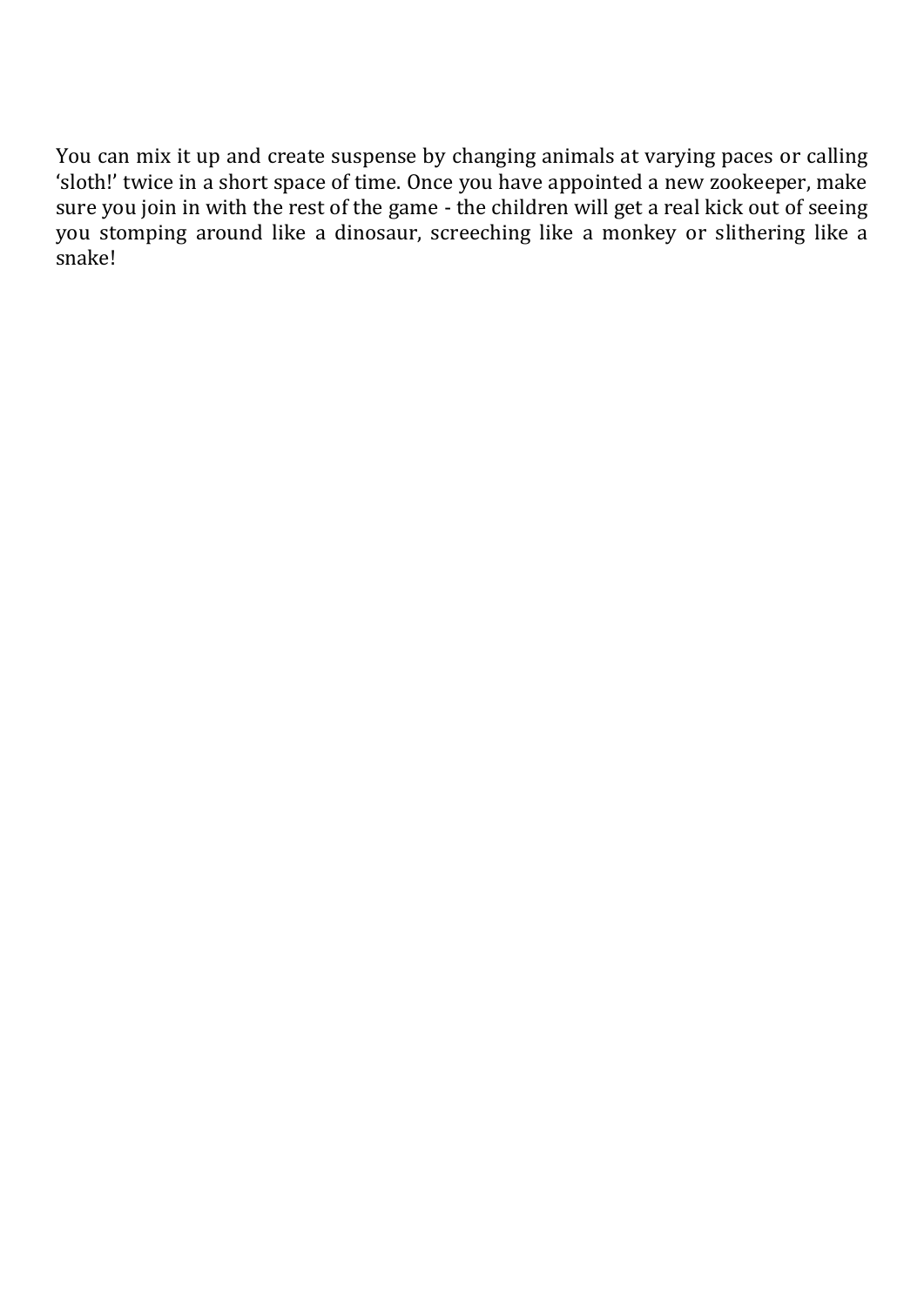You can mix it up and create suspense by changing animals at varying paces or calling 'sloth!' twice in a short space of time. Once you have appointed a new zookeeper, make sure you join in with the rest of the game - the children will get a real kick out of seeing you stomping around like a dinosaur, screeching like a monkey or slithering like a snake!